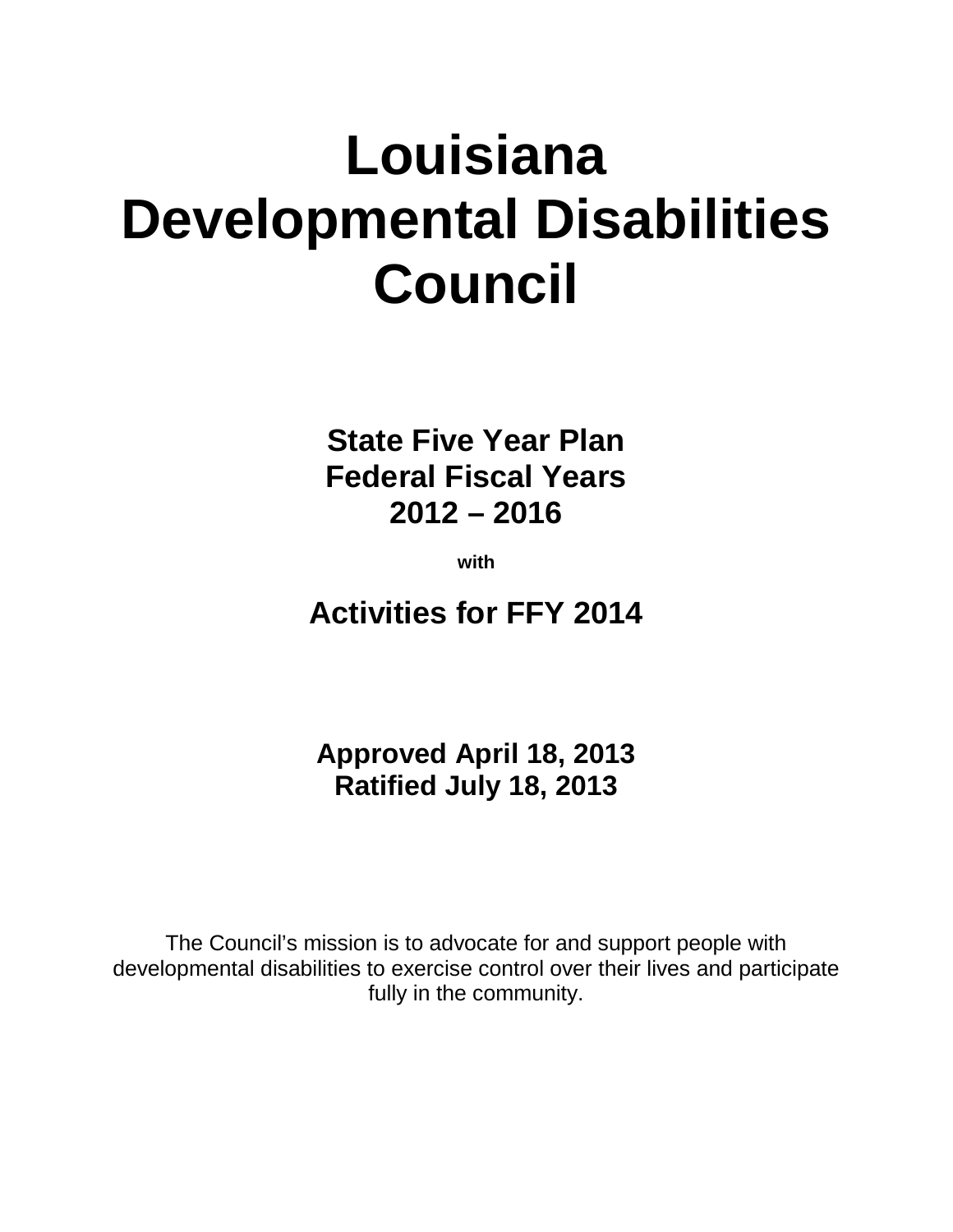# Louisiana Developmental Disabilities Council

## State Five Year Plan
## Federal Fiscal Years
## 2012 – 2016

**with**

## Activities for FFY 2014

**Approved April 18, 2013**
**Ratified July 18, 2013**

The Council's mission is to advocate for and support people with developmental disabilities to exercise control over their lives and participate fully in the community.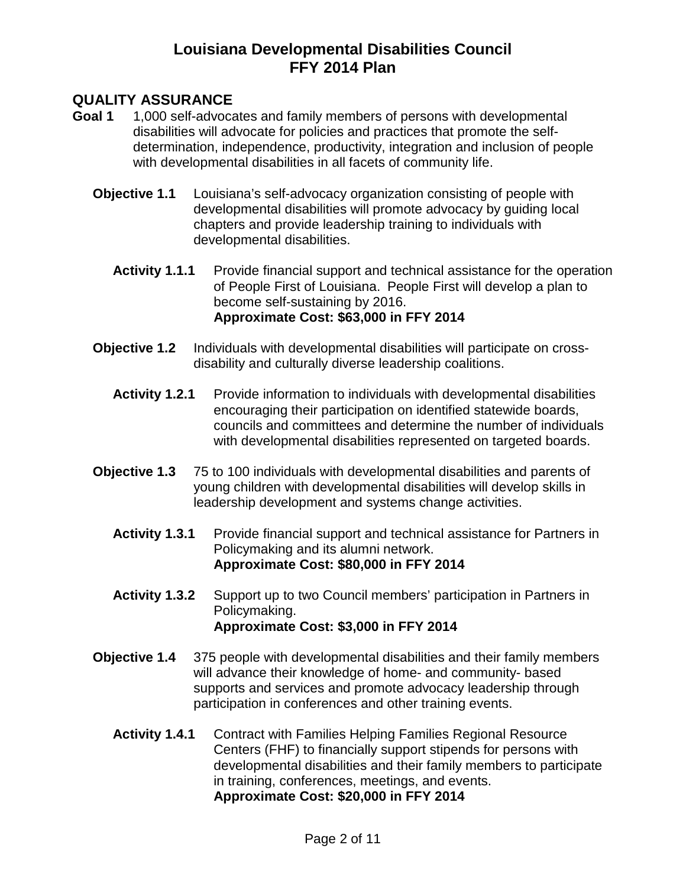# Louisiana Developmental Disabilities Council
# FFY 2014 Plan

## QUALITY ASSURANCE

**Goal 1** 1,000 self-advocates and family members of persons with developmental disabilities will advocate for policies and practices that promote the self-determination, independence, productivity, integration and inclusion of people with developmental disabilities in all facets of community life.

**Objective 1.1** Louisiana's self-advocacy organization consisting of people with developmental disabilities will promote advocacy by guiding local chapters and provide leadership training to individuals with developmental disabilities.

**Activity 1.1.1** Provide financial support and technical assistance for the operation of People First of Louisiana. People First will develop a plan to become self-sustaining by 2016.
**Approximate Cost: $63,000 in FFY 2014**

**Objective 1.2** Individuals with developmental disabilities will participate on cross-disability and culturally diverse leadership coalitions.

**Activity 1.2.1** Provide information to individuals with developmental disabilities encouraging their participation on identified statewide boards, councils and committees and determine the number of individuals with developmental disabilities represented on targeted boards.

**Objective 1.3** 75 to 100 individuals with developmental disabilities and parents of young children with developmental disabilities will develop skills in leadership development and systems change activities.

**Activity 1.3.1** Provide financial support and technical assistance for Partners in Policymaking and its alumni network.
**Approximate Cost: $80,000 in FFY 2014**

**Activity 1.3.2** Support up to two Council members' participation in Partners in Policymaking.
**Approximate Cost: $3,000 in FFY 2014**

**Objective 1.4** 375 people with developmental disabilities and their family members will advance their knowledge of home- and community- based supports and services and promote advocacy leadership through participation in conferences and other training events.

**Activity 1.4.1** Contract with Families Helping Families Regional Resource Centers (FHF) to financially support stipends for persons with developmental disabilities and their family members to participate in training, conferences, meetings, and events.
**Approximate Cost: $20,000 in FFY 2014**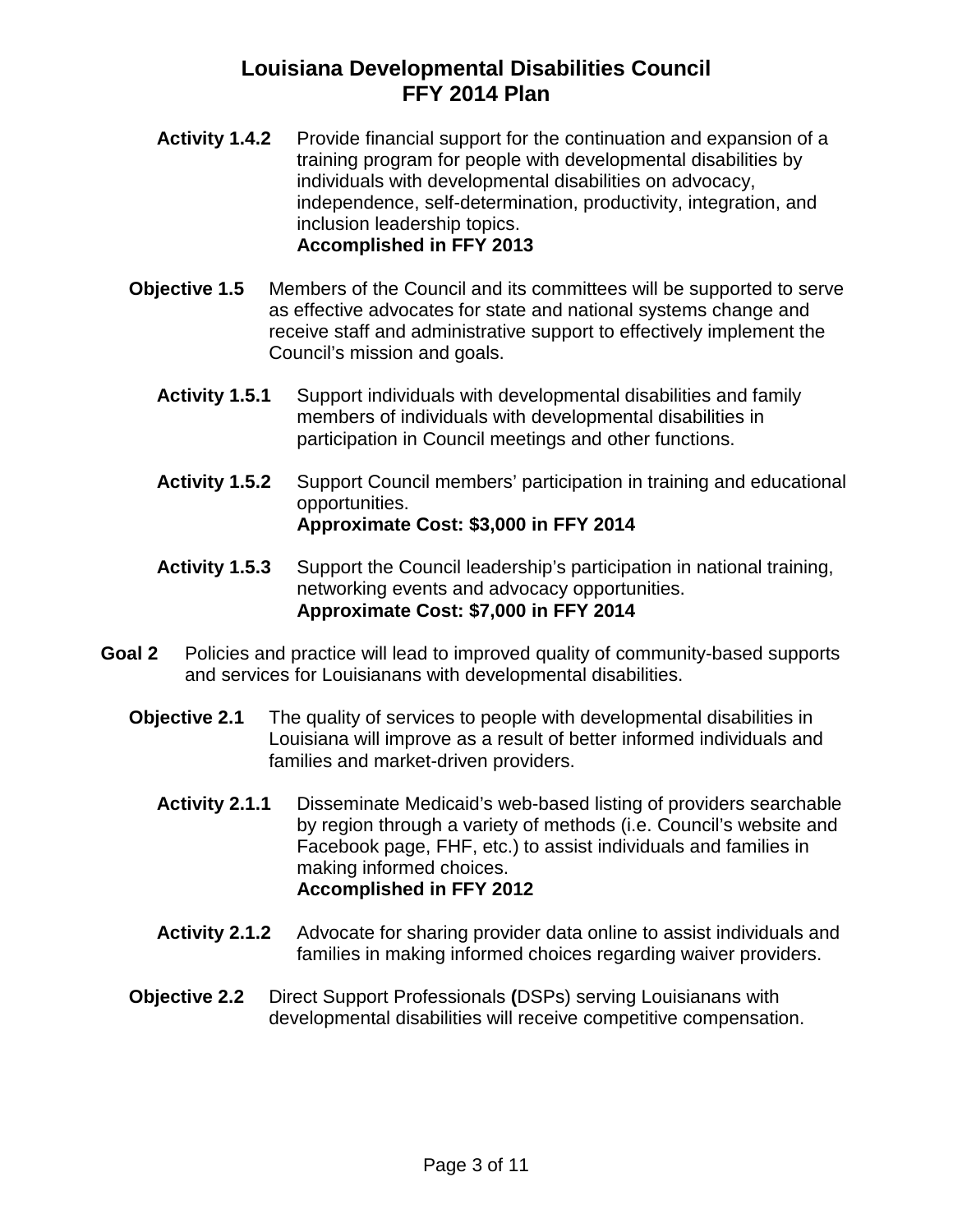**Activity 1.4.2** Provide financial support for the continuation and expansion of a training program for people with developmental disabilities by individuals with developmental disabilities on advocacy, independence, self-determination, productivity, integration, and inclusion leadership topics.
**Accomplished in FFY 2013**

**Objective 1.5** Members of the Council and its committees will be supported to serve as effective advocates for state and national systems change and receive staff and administrative support to effectively implement the Council's mission and goals.

**Activity 1.5.1** Support individuals with developmental disabilities and family members of individuals with developmental disabilities in participation in Council meetings and other functions.

**Activity 1.5.2** Support Council members' participation in training and educational opportunities.
**Approximate Cost: $3,000 in FFY 2014**

**Activity 1.5.3** Support the Council leadership's participation in national training, networking events and advocacy opportunities.
**Approximate Cost: $7,000 in FFY 2014**

**Goal 2** Policies and practice will lead to improved quality of community-based supports and services for Louisianans with developmental disabilities.

**Objective 2.1** The quality of services to people with developmental disabilities in Louisiana will improve as a result of better informed individuals and families and market-driven providers.

**Activity 2.1.1** Disseminate Medicaid's web-based listing of providers searchable by region through a variety of methods (i.e. Council's website and Facebook page, FHF, etc.) to assist individuals and families in making informed choices.
**Accomplished in FFY 2012**

**Activity 2.1.2** Advocate for sharing provider data online to assist individuals and families in making informed choices regarding waiver providers.

**Objective 2.2** Direct Support Professionals **(**DSPs) serving Louisianans with developmental disabilities will receive competitive compensation.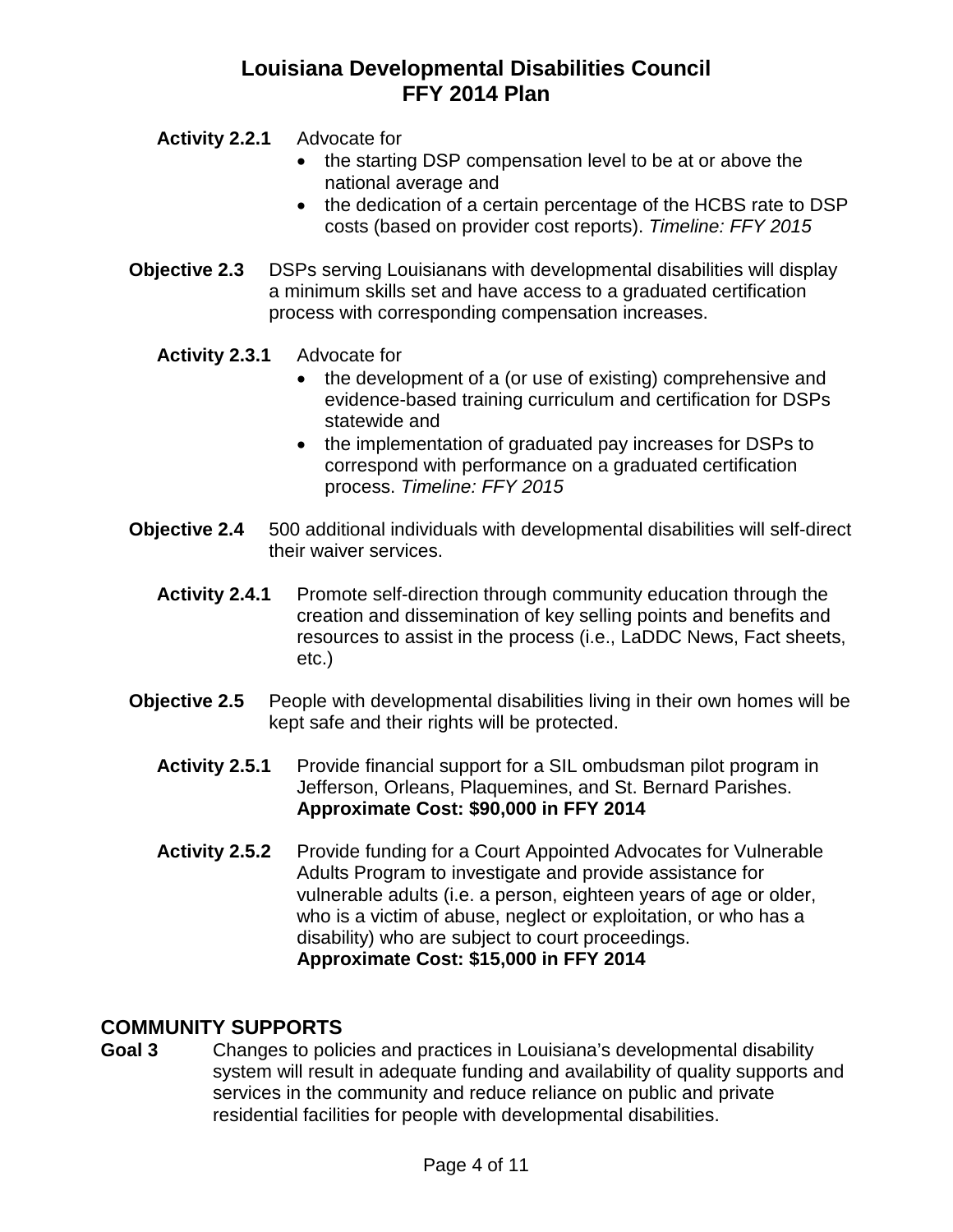**Activity 2.2.1** Advocate for

- the starting DSP compensation level to be at or above the national average and
- the dedication of a certain percentage of the HCBS rate to DSP costs (based on provider cost reports). *Timeline: FFY 2015*

**Objective 2.3** DSPs serving Louisianans with developmental disabilities will display a minimum skills set and have access to a graduated certification process with corresponding compensation increases.

**Activity 2.3.1** Advocate for

- the development of a (or use of existing) comprehensive and evidence-based training curriculum and certification for DSPs statewide and
- the implementation of graduated pay increases for DSPs to correspond with performance on a graduated certification process. *Timeline: FFY 2015*

**Objective 2.4** 500 additional individuals with developmental disabilities will self-direct their waiver services.

**Activity 2.4.1** Promote self-direction through community education through the creation and dissemination of key selling points and benefits and resources to assist in the process (i.e., LaDDC News, Fact sheets, etc.)

**Objective 2.5** People with developmental disabilities living in their own homes will be kept safe and their rights will be protected.

**Activity 2.5.1** Provide financial support for a SIL ombudsman pilot program in Jefferson, Orleans, Plaquemines, and St. Bernard Parishes.
**Approximate Cost: $90,000 in FFY 2014**

**Activity 2.5.2** Provide funding for a Court Appointed Advocates for Vulnerable Adults Program to investigate and provide assistance for vulnerable adults (i.e. a person, eighteen years of age or older, who is a victim of abuse, neglect or exploitation, or who has a disability) who are subject to court proceedings.
**Approximate Cost: $15,000 in FFY 2014**

## COMMUNITY SUPPORTS

**Goal 3** Changes to policies and practices in Louisiana's developmental disability system will result in adequate funding and availability of quality supports and services in the community and reduce reliance on public and private residential facilities for people with developmental disabilities.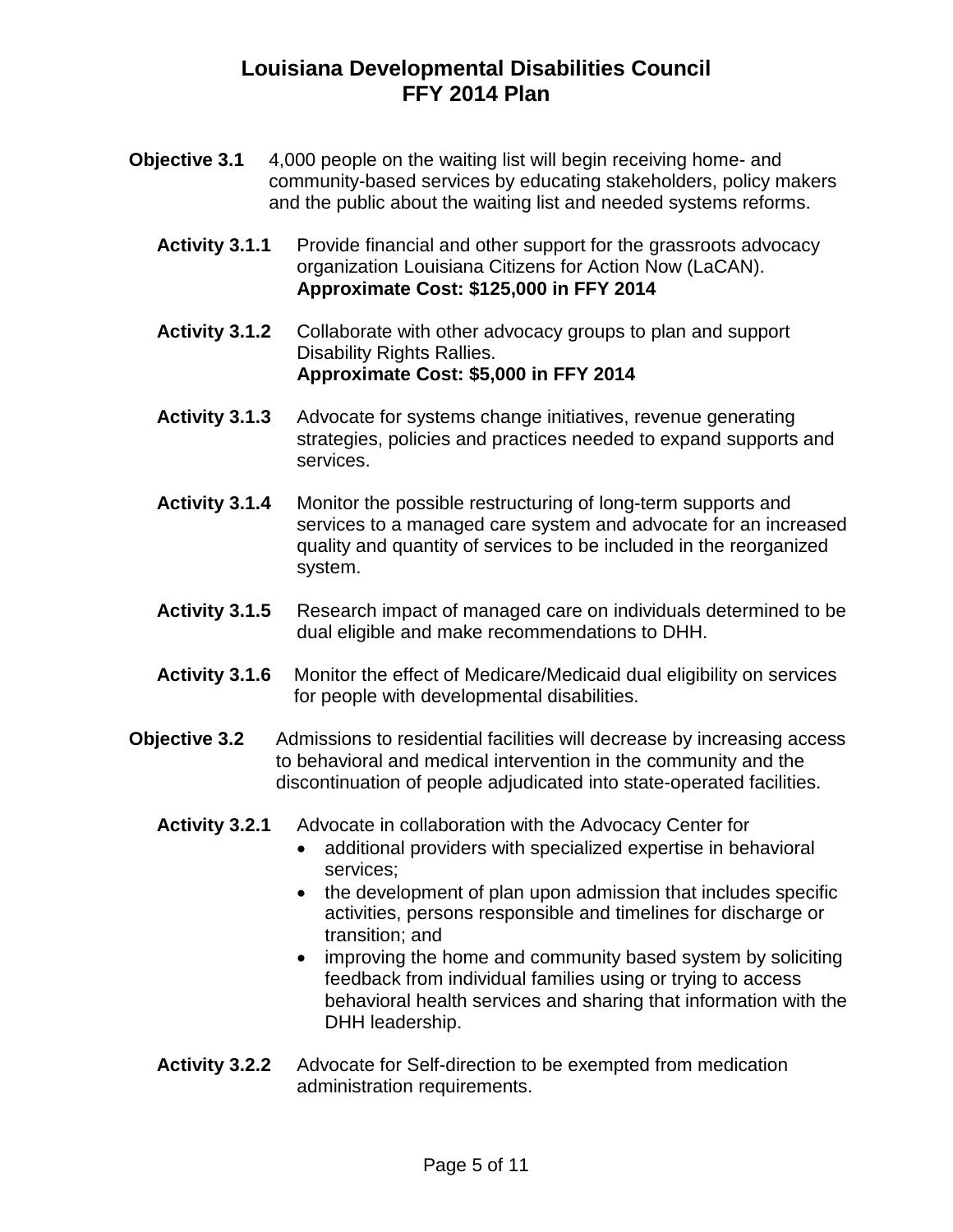**Objective 3.1** 4,000 people on the waiting list will begin receiving home- and community-based services by educating stakeholders, policy makers and the public about the waiting list and needed systems reforms.

**Activity 3.1.1** Provide financial and other support for the grassroots advocacy organization Louisiana Citizens for Action Now (LaCAN).
**Approximate Cost: $125,000 in FFY 2014**

**Activity 3.1.2** Collaborate with other advocacy groups to plan and support Disability Rights Rallies.
**Approximate Cost: $5,000 in FFY 2014**

**Activity 3.1.3** Advocate for systems change initiatives, revenue generating strategies, policies and practices needed to expand supports and services.

**Activity 3.1.4** Monitor the possible restructuring of long-term supports and services to a managed care system and advocate for an increased quality and quantity of services to be included in the reorganized system.

**Activity 3.1.5** Research impact of managed care on individuals determined to be dual eligible and make recommendations to DHH.

**Activity 3.1.6** Monitor the effect of Medicare/Medicaid dual eligibility on services for people with developmental disabilities.

**Objective 3.2** Admissions to residential facilities will decrease by increasing access to behavioral and medical intervention in the community and the discontinuation of people adjudicated into state-operated facilities.

**Activity 3.2.1** Advocate in collaboration with the Advocacy Center for

- additional providers with specialized expertise in behavioral services;
- the development of plan upon admission that includes specific activities, persons responsible and timelines for discharge or transition; and
- improving the home and community based system by soliciting feedback from individual families using or trying to access behavioral health services and sharing that information with the DHH leadership.

**Activity 3.2.2** Advocate for Self-direction to be exempted from medication administration requirements.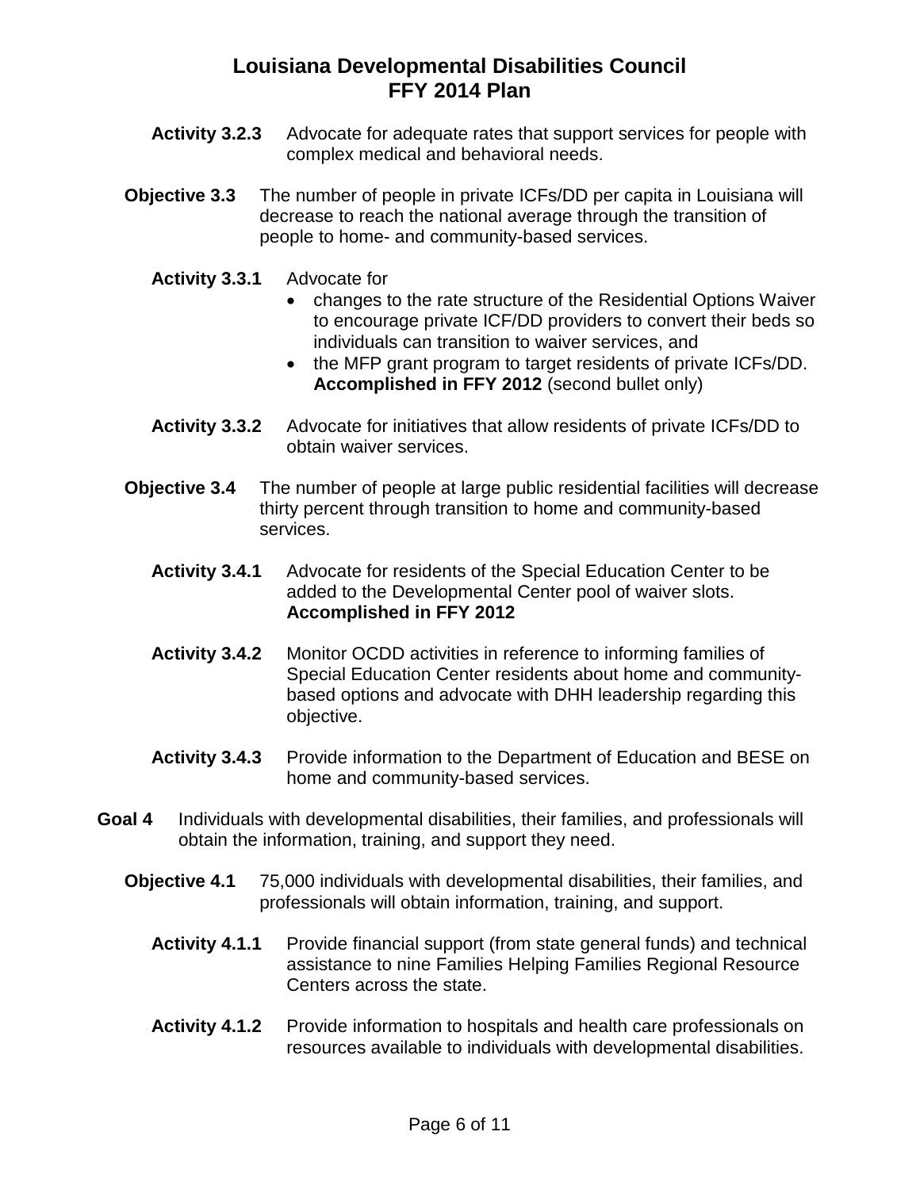**Activity 3.2.3** Advocate for adequate rates that support services for people with complex medical and behavioral needs.

**Objective 3.3** The number of people in private ICFs/DD per capita in Louisiana will decrease to reach the national average through the transition of people to home- and community-based services.

**Activity 3.3.1** Advocate for

- changes to the rate structure of the Residential Options Waiver to encourage private ICF/DD providers to convert their beds so individuals can transition to waiver services, and
- the MFP grant program to target residents of private ICFs/DD. **Accomplished in FFY 2012** (second bullet only)

**Activity 3.3.2** Advocate for initiatives that allow residents of private ICFs/DD to obtain waiver services.

**Objective 3.4** The number of people at large public residential facilities will decrease thirty percent through transition to home and community-based services.

**Activity 3.4.1** Advocate for residents of the Special Education Center to be added to the Developmental Center pool of waiver slots. **Accomplished in FFY 2012**

**Activity 3.4.2** Monitor OCDD activities in reference to informing families of Special Education Center residents about home and community-based options and advocate with DHH leadership regarding this objective.

**Activity 3.4.3** Provide information to the Department of Education and BESE on home and community-based services.

**Goal 4** Individuals with developmental disabilities, their families, and professionals will obtain the information, training, and support they need.

**Objective 4.1** 75,000 individuals with developmental disabilities, their families, and professionals will obtain information, training, and support.

**Activity 4.1.1** Provide financial support (from state general funds) and technical assistance to nine Families Helping Families Regional Resource Centers across the state.

**Activity 4.1.2** Provide information to hospitals and health care professionals on resources available to individuals with developmental disabilities.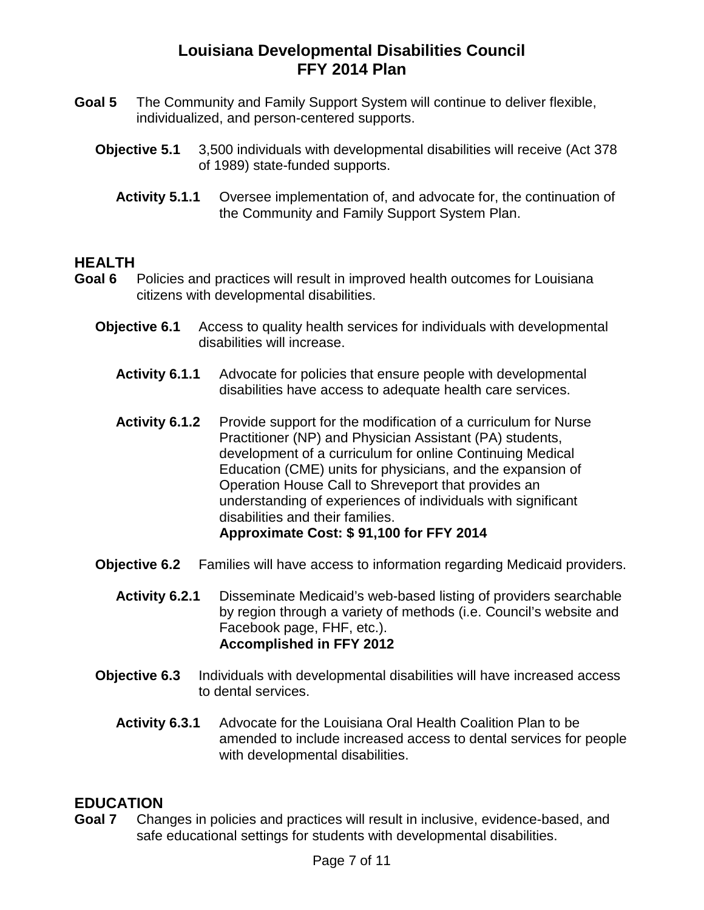# Louisiana Developmental Disabilities Council FFY 2014 Plan

**Goal 5** The Community and Family Support System will continue to deliver flexible, individualized, and person-centered supports.

**Objective 5.1** 3,500 individuals with developmental disabilities will receive (Act 378 of 1989) state-funded supports.

**Activity 5.1.1** Oversee implementation of, and advocate for, the continuation of the Community and Family Support System Plan.

## HEALTH

**Goal 6** Policies and practices will result in improved health outcomes for Louisiana citizens with developmental disabilities.

**Objective 6.1** Access to quality health services for individuals with developmental disabilities will increase.

**Activity 6.1.1** Advocate for policies that ensure people with developmental disabilities have access to adequate health care services.

**Activity 6.1.2** Provide support for the modification of a curriculum for Nurse Practitioner (NP) and Physician Assistant (PA) students, development of a curriculum for online Continuing Medical Education (CME) units for physicians, and the expansion of Operation House Call to Shreveport that provides an understanding of experiences of individuals with significant disabilities and their families.
**Approximate Cost: $ 91,100 for FFY 2014**

**Objective 6.2** Families will have access to information regarding Medicaid providers.

**Activity 6.2.1** Disseminate Medicaid's web-based listing of providers searchable by region through a variety of methods (i.e. Council's website and Facebook page, FHF, etc.).
**Accomplished in FFY 2012**

**Objective 6.3** Individuals with developmental disabilities will have increased access to dental services.

**Activity 6.3.1** Advocate for the Louisiana Oral Health Coalition Plan to be amended to include increased access to dental services for people with developmental disabilities.

## EDUCATION

**Goal 7** Changes in policies and practices will result in inclusive, evidence-based, and safe educational settings for students with developmental disabilities.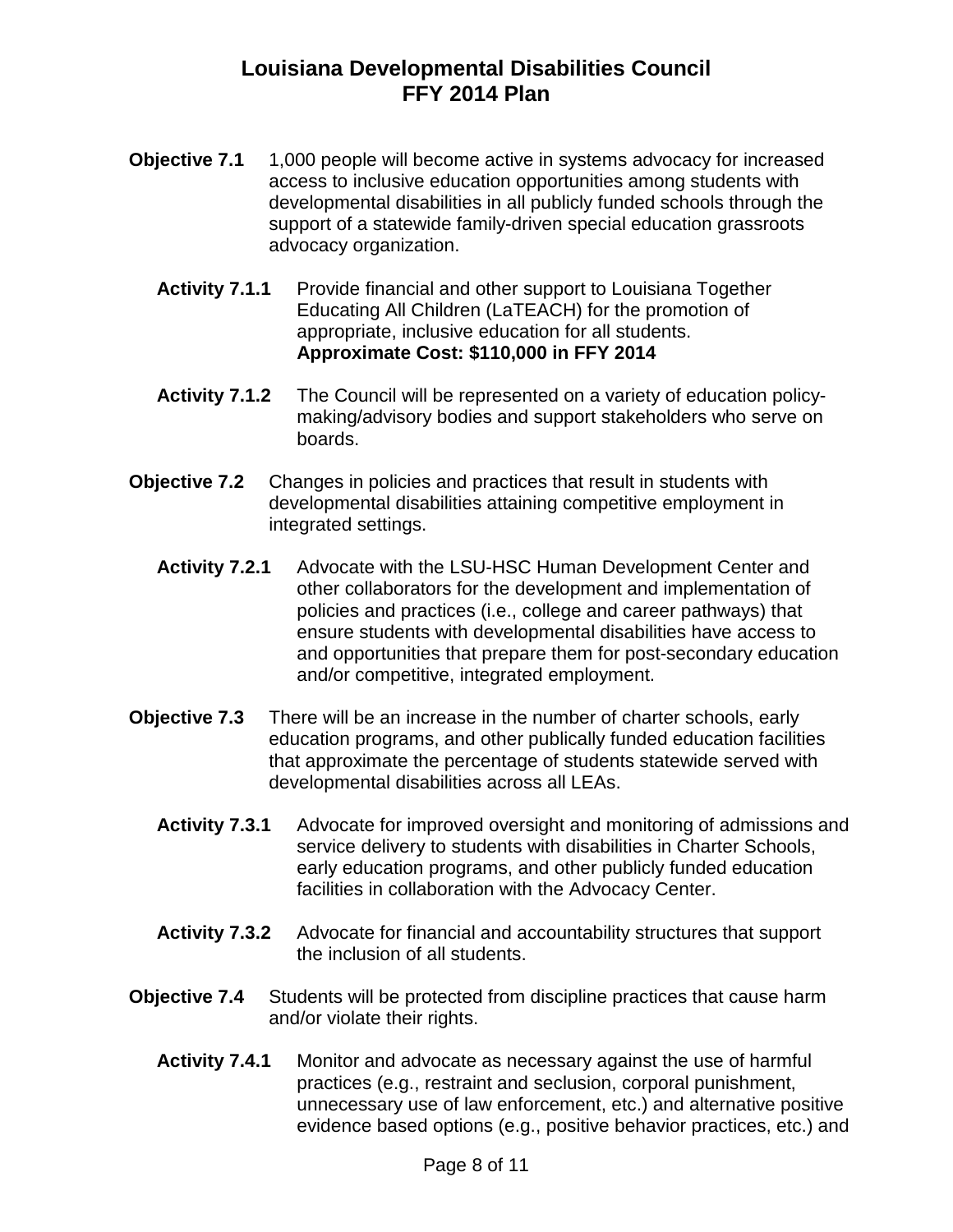# Louisiana Developmental Disabilities Council
# FFY 2014 Plan

**Objective 7.1** 1,000 people will become active in systems advocacy for increased access to inclusive education opportunities among students with developmental disabilities in all publicly funded schools through the support of a statewide family-driven special education grassroots advocacy organization.

**Activity 7.1.1** Provide financial and other support to Louisiana Together Educating All Children (LaTEACH) for the promotion of appropriate, inclusive education for all students.
**Approximate Cost: $110,000 in FFY 2014**

**Activity 7.1.2** The Council will be represented on a variety of education policy-making/advisory bodies and support stakeholders who serve on boards.

**Objective 7.2** Changes in policies and practices that result in students with developmental disabilities attaining competitive employment in integrated settings.

**Activity 7.2.1** Advocate with the LSU-HSC Human Development Center and other collaborators for the development and implementation of policies and practices (i.e., college and career pathways) that ensure students with developmental disabilities have access to and opportunities that prepare them for post-secondary education and/or competitive, integrated employment.

**Objective 7.3** There will be an increase in the number of charter schools, early education programs, and other publically funded education facilities that approximate the percentage of students statewide served with developmental disabilities across all LEAs.

**Activity 7.3.1** Advocate for improved oversight and monitoring of admissions and service delivery to students with disabilities in Charter Schools, early education programs, and other publicly funded education facilities in collaboration with the Advocacy Center.

**Activity 7.3.2** Advocate for financial and accountability structures that support the inclusion of all students.

**Objective 7.4** Students will be protected from discipline practices that cause harm and/or violate their rights.

**Activity 7.4.1** Monitor and advocate as necessary against the use of harmful practices (e.g., restraint and seclusion, corporal punishment, unnecessary use of law enforcement, etc.) and alternative positive evidence based options (e.g., positive behavior practices, etc.) and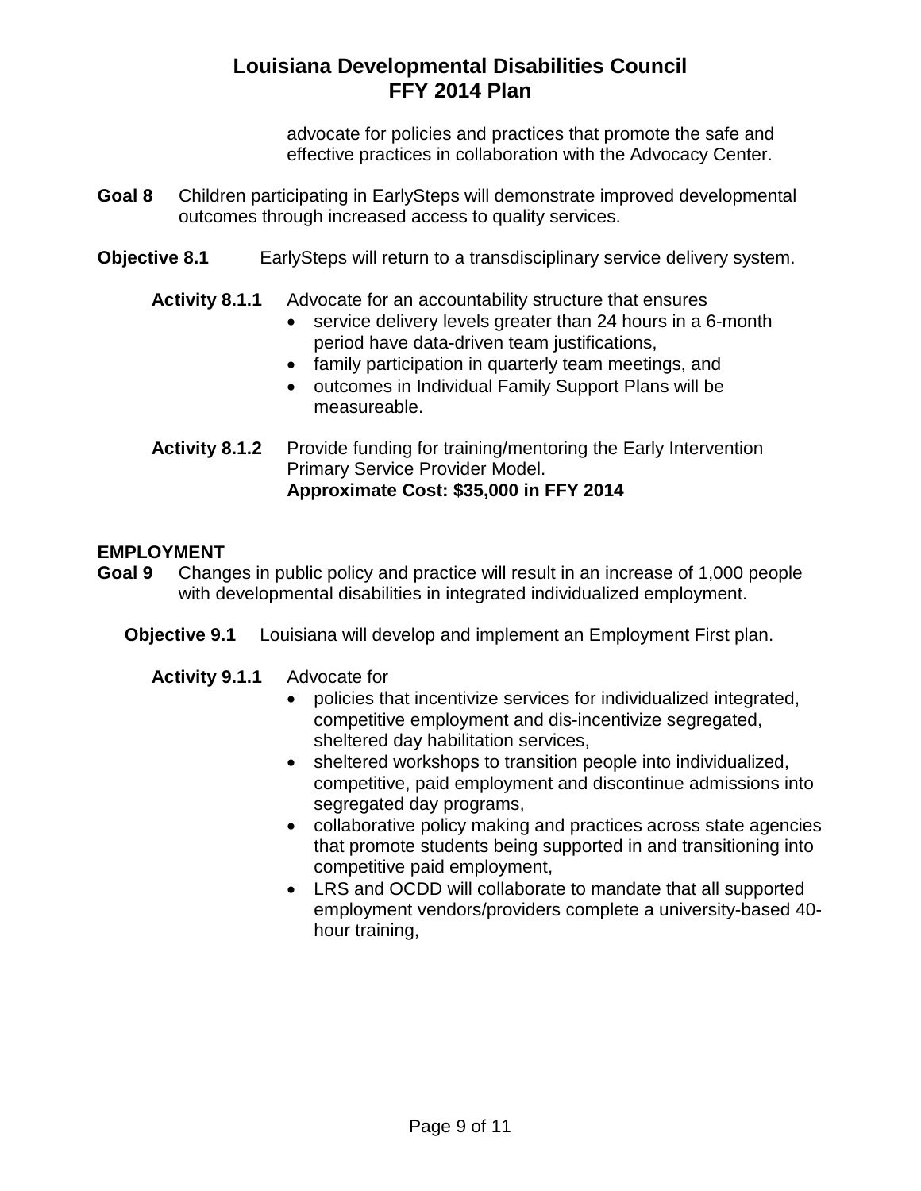advocate for policies and practices that promote the safe and effective practices in collaboration with the Advocacy Center.

**Goal 8** Children participating in EarlySteps will demonstrate improved developmental outcomes through increased access to quality services.

**Objective 8.1** EarlySteps will return to a transdisciplinary service delivery system.

**Activity 8.1.1** Advocate for an accountability structure that ensures

- service delivery levels greater than 24 hours in a 6-month period have data-driven team justifications,
- family participation in quarterly team meetings, and
- outcomes in Individual Family Support Plans will be measureable.

**Activity 8.1.2** Provide funding for training/mentoring the Early Intervention Primary Service Provider Model.
**Approximate Cost: $35,000 in FFY 2014**

## EMPLOYMENT

**Goal 9** Changes in public policy and practice will result in an increase of 1,000 people with developmental disabilities in integrated individualized employment.

**Objective 9.1** Louisiana will develop and implement an Employment First plan.

**Activity 9.1.1** Advocate for

- policies that incentivize services for individualized integrated, competitive employment and dis-incentivize segregated, sheltered day habilitation services,
- sheltered workshops to transition people into individualized, competitive, paid employment and discontinue admissions into segregated day programs,
- collaborative policy making and practices across state agencies that promote students being supported in and transitioning into competitive paid employment,
- LRS and OCDD will collaborate to mandate that all supported employment vendors/providers complete a university-based 40-hour training,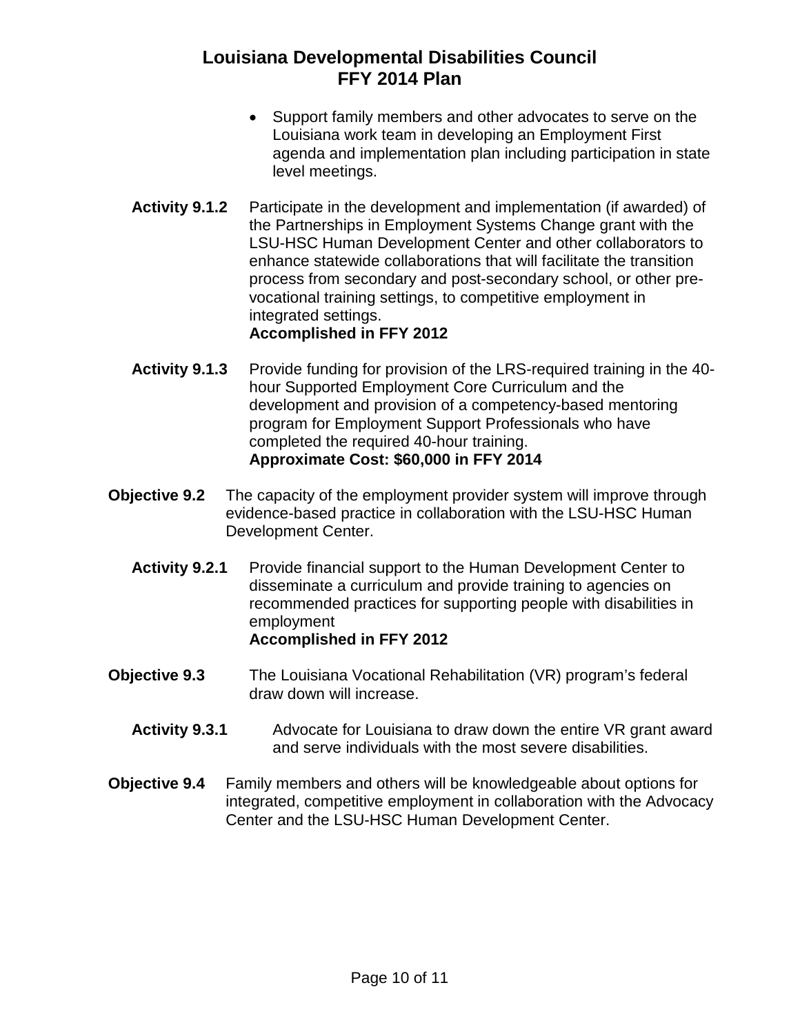- Support family members and other advocates to serve on the Louisiana work team in developing an Employment First agenda and implementation plan including participation in state level meetings.

**Activity 9.1.2** Participate in the development and implementation (if awarded) of the Partnerships in Employment Systems Change grant with the LSU-HSC Human Development Center and other collaborators to enhance statewide collaborations that will facilitate the transition process from secondary and post-secondary school, or other pre-vocational training settings, to competitive employment in integrated settings.
**Accomplished in FFY 2012**

**Activity 9.1.3** Provide funding for provision of the LRS-required training in the 40-hour Supported Employment Core Curriculum and the development and provision of a competency-based mentoring program for Employment Support Professionals who have completed the required 40-hour training.
**Approximate Cost: $60,000 in FFY 2014**

**Objective 9.2** The capacity of the employment provider system will improve through evidence-based practice in collaboration with the LSU-HSC Human Development Center.

**Activity 9.2.1** Provide financial support to the Human Development Center to disseminate a curriculum and provide training to agencies on recommended practices for supporting people with disabilities in employment
**Accomplished in FFY 2012**

**Objective 9.3** The Louisiana Vocational Rehabilitation (VR) program's federal draw down will increase.

**Activity 9.3.1** Advocate for Louisiana to draw down the entire VR grant award and serve individuals with the most severe disabilities.

**Objective 9.4** Family members and others will be knowledgeable about options for integrated, competitive employment in collaboration with the Advocacy Center and the LSU-HSC Human Development Center.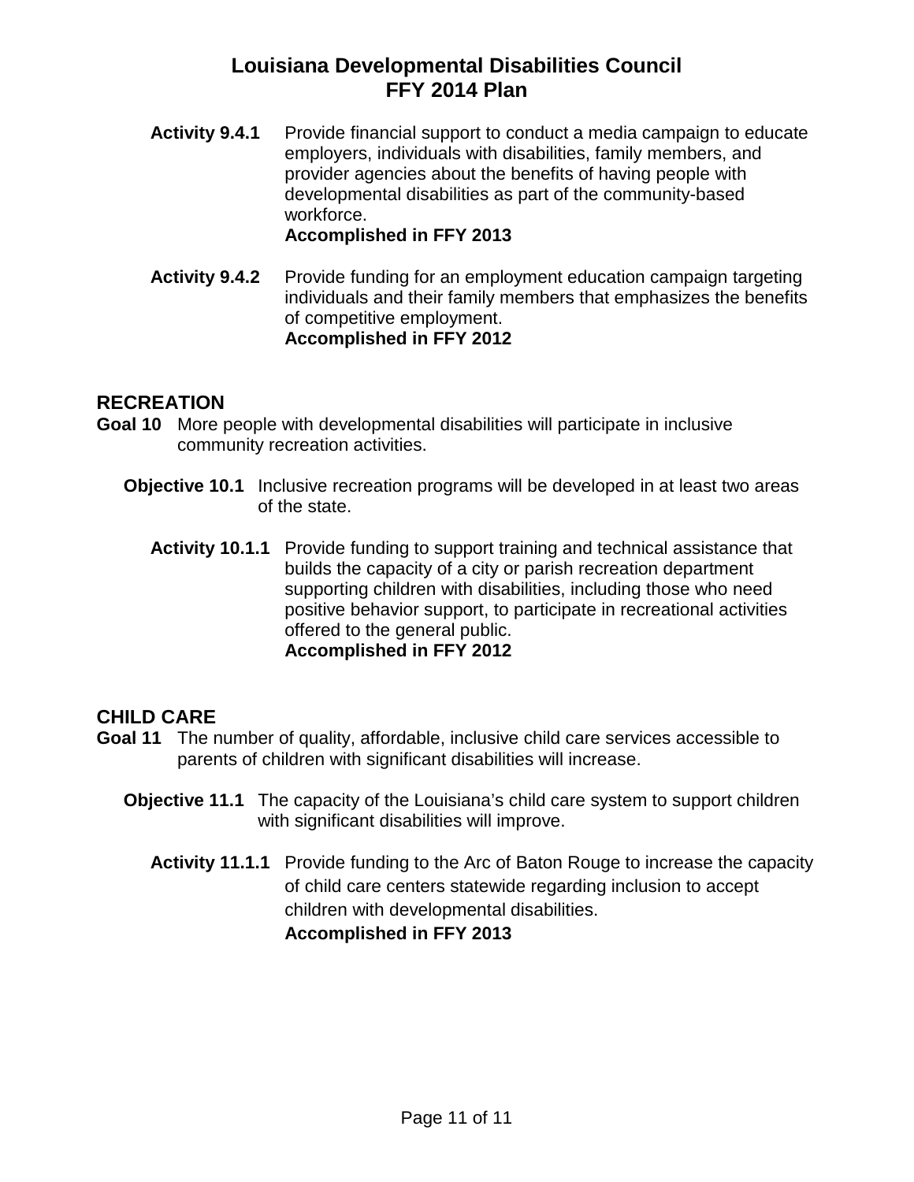**Activity 9.4.1** Provide financial support to conduct a media campaign to educate employers, individuals with disabilities, family members, and provider agencies about the benefits of having people with developmental disabilities as part of the community-based workforce.
**Accomplished in FFY 2013**

**Activity 9.4.2** Provide funding for an employment education campaign targeting individuals and their family members that emphasizes the benefits of competitive employment.
**Accomplished in FFY 2012**

## RECREATION

**Goal 10** More people with developmental disabilities will participate in inclusive community recreation activities.

**Objective 10.1** Inclusive recreation programs will be developed in at least two areas of the state.

**Activity 10.1.1** Provide funding to support training and technical assistance that builds the capacity of a city or parish recreation department supporting children with disabilities, including those who need positive behavior support, to participate in recreational activities offered to the general public.
**Accomplished in FFY 2012**

## CHILD CARE

**Goal 11** The number of quality, affordable, inclusive child care services accessible to parents of children with significant disabilities will increase.

**Objective 11.1** The capacity of the Louisiana's child care system to support children with significant disabilities will improve.

**Activity 11.1.1** Provide funding to the Arc of Baton Rouge to increase the capacity of child care centers statewide regarding inclusion to accept children with developmental disabilities.
**Accomplished in FFY 2013**